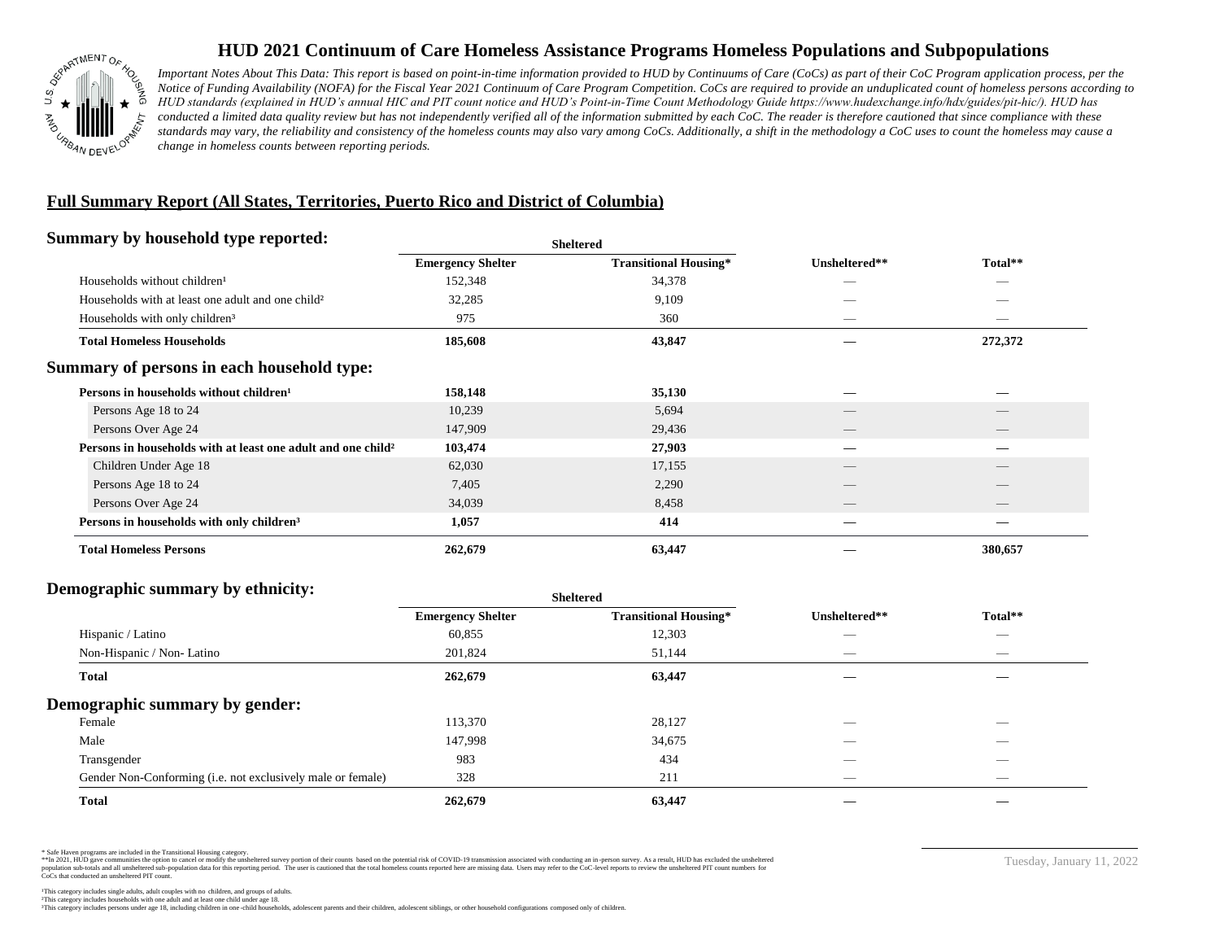# HUD 2021 Continuum of Care Homeless Assistance Programs Homeless Populations and Subpopulations

*Important Notes About This Data: This report is based on point-in-time information provided to HUD by Continuums of Care (CoCs) as part of their CoC Program application process, per the Notice of Funding Availability (NOFA) for the Fiscal Year 2021 Continuum of Care Program Competition. CoCs are required to provide an unduplicated count of homeless persons according to HUD standards (explained in HUD's annual HIC and PIT count notice and HUD's Point-in-Time Count Methodology Guide https://www.hudexchange.info/hdx/guides/pit-hic/). HUD has conducted a limited data quality review but has not independently verified all of the information submitted by each CoC. The reader is therefore cautioned that since compliance with these standards may vary, the reliability and consistency of the homeless counts may also vary among CoCs. Additionally, a shift in the methodology a CoC uses to count the homeless may cause a change in homeless counts between reporting periods.*

## Full Summary Report (All States, Territories, Puerto Rico and District of Columbia)

### Summary by household type reported:

| | Sheltered | | | |
|---|---|---|---|---|
| | Emergency Shelter | Transitional Housing* | Unsheltered** | Total** |
| Households without children[1] | 152,348 | 34,378 | — | — |
| Households with at least one adult and one child[2] | 32,285 | 9,109 | — | — |
| Households with only children[3] | 975 | 360 | — | — |
| **Total Homeless Households** | **185,608** | **43,847** | **—** | **272,372** |

### Summary of persons in each household type:

| | Emergency Shelter | Transitional Housing* | Unsheltered** | Total** |
|---|---|---|---|---|
| **Persons in households without children[1]** | **158,148** | **35,130** | **—** | **—** |
| Persons Age 18 to 24 | 10,239 | 5,694 | — | — |
| Persons Over Age 24 | 147,909 | 29,436 | — | — |
| **Persons in households with at least one adult and one child[2]** | **103,474** | **27,903** | **—** | **—** |
| Children Under Age 18 | 62,030 | 17,155 | — | — |
| Persons Age 18 to 24 | 7,405 | 2,290 | — | — |
| Persons Over Age 24 | 34,039 | 8,458 | — | — |
| **Persons in households with only children[3]** | **1,057** | **414** | **—** | **—** |
| **Total Homeless Persons** | **262,679** | **63,447** | **—** | **380,657** |

### Demographic summary by ethnicity:

| | Sheltered | | | |
|---|---|---|---|---|
| | Emergency Shelter | Transitional Housing* | Unsheltered** | Total** |
| Hispanic / Latino | 60,855 | 12,303 | — | — |
| Non-Hispanic / Non- Latino | 201,824 | 51,144 | — | — |
| **Total** | **262,679** | **63,447** | **—** | **—** |

### Demographic summary by gender:

| | Emergency Shelter | Transitional Housing* | Unsheltered** | Total** |
|---|---|---|---|---|
| Female | 113,370 | 28,127 | — | — |
| Male | 147,998 | 34,675 | — | — |
| Transgender | 983 | 434 | — | — |
| Gender Non-Conforming (i.e. not exclusively male or female) | 328 | 211 | — | — |
| **Total** | **262,679** | **63,447** | **—** | **—** |

\* Safe Haven programs are included in the Transitional Housing category.
\*\*In 2021, HUD gave communities the option to cancel or modify the unsheltered survey portion of their counts based on the potential risk of COVID-19 transmission associated with conducting an in-person survey. As a result, HUD has excluded the unsheltered population sub-totals and all unsheltered sub-population data for this reporting period. The user is cautioned that the total homeless counts reported here are missing data. Users may refer to the CoC-level reports to review the unsheltered PIT count numbers for CoCs that conducted an unsheltered PIT count.

[1]This category includes single adults, adult couples with no children, and groups of adults.
[2]This category includes households with one adult and at least one child under age 18.
[3]This category includes persons under age 18, including children in one-child households, adolescent parents and their children, adolescent siblings, or other household configurations composed only of children.

Tuesday, January 11, 2022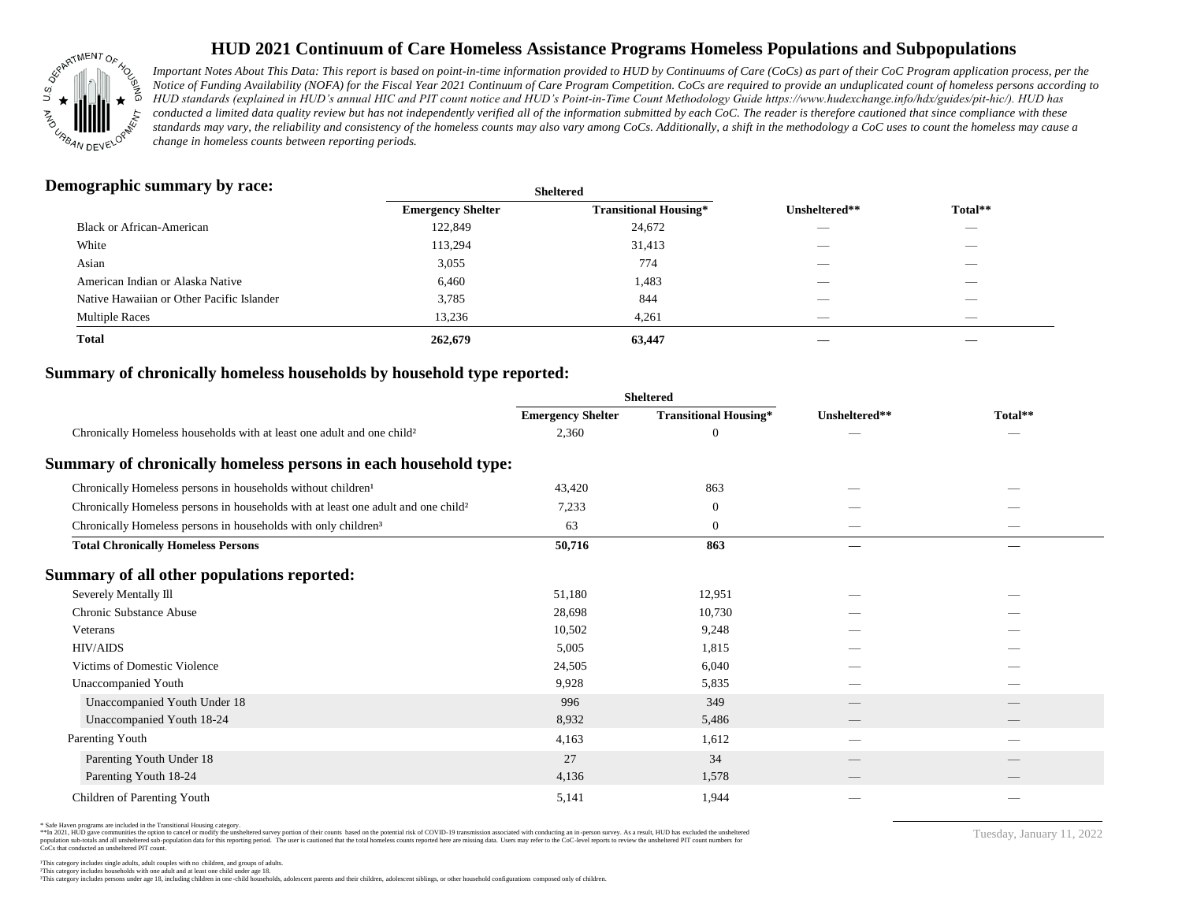# HUD 2021 Continuum of Care Homeless Assistance Programs Homeless Populations and Subpopulations

*Important Notes About This Data: This report is based on point-in-time information provided to HUD by Continuums of Care (CoCs) as part of their CoC Program application process, per the Notice of Funding Availability (NOFA) for the Fiscal Year 2021 Continuum of Care Program Competition. CoCs are required to provide an unduplicated count of homeless persons according to HUD standards (explained in HUD's annual HIC and PIT count notice and HUD's Point-in-Time Count Methodology Guide https://www.hudexchange.info/hdx/guides/pit-hic/). HUD has conducted a limited data quality review but has not independently verified all of the information submitted by each CoC. The reader is therefore cautioned that since compliance with these standards may vary, the reliability and consistency of the homeless counts may also vary among CoCs. Additionally, a shift in the methodology a CoC uses to count the homeless may cause a change in homeless counts between reporting periods.*

## Demographic summary by race:

| | Sheltered | | | |
|---|---|---|---|---|
| | Emergency Shelter | Transitional Housing* | Unsheltered** | Total** |
| Black or African-American | 122,849 | 24,672 | — | — |
| White | 113,294 | 31,413 | — | — |
| Asian | 3,055 | 774 | — | — |
| American Indian or Alaska Native | 6,460 | 1,483 | — | — |
| Native Hawaiian or Other Pacific Islander | 3,785 | 844 | — | — |
| Multiple Races | 13,236 | 4,261 | — | — |
| **Total** | **262,679** | **63,447** | **—** | **—** |

## Summary of chronically homeless households by household type reported:

| | Sheltered | | | |
|---|---|---|---|---|
| | Emergency Shelter | Transitional Housing* | Unsheltered** | Total** |
| Chronically Homeless households with at least one adult and one child[2] | 2,360 | 0 | — | — |

## Summary of chronically homeless persons in each household type:

| | Emergency Shelter | Transitional Housing* | Unsheltered** | Total** |
|---|---|---|---|---|
| Chronically Homeless persons in households without children[1] | 43,420 | 863 | — | — |
| Chronically Homeless persons in households with at least one adult and one child[2] | 7,233 | 0 | — | — |
| Chronically Homeless persons in households with only children[3] | 63 | 0 | — | — |
| **Total Chronically Homeless Persons** | **50,716** | **863** | **—** | **—** |

## Summary of all other populations reported:

| | Emergency Shelter | Transitional Housing* | Unsheltered** | Total** |
|---|---|---|---|---|
| Severely Mentally Ill | 51,180 | 12,951 | — | — |
| Chronic Substance Abuse | 28,698 | 10,730 | — | — |
| Veterans | 10,502 | 9,248 | — | — |
| HIV/AIDS | 5,005 | 1,815 | — | — |
| Victims of Domestic Violence | 24,505 | 6,040 | — | — |
| Unaccompanied Youth | 9,928 | 5,835 | — | — |
| Unaccompanied Youth Under 18 | 996 | 349 | — | — |
| Unaccompanied Youth 18-24 | 8,932 | 5,486 | — | — |
| Parenting Youth | 4,163 | 1,612 | — | — |
| Parenting Youth Under 18 | 27 | 34 | — | — |
| Parenting Youth 18-24 | 4,136 | 1,578 | — | — |
| Children of Parenting Youth | 5,141 | 1,944 | — | — |

\* Safe Haven programs are included in the Transitional Housing category.
**In 2021, HUD gave communities the option to cancel or modify the unsheltered survey portion of their counts based on the potential risk of COVID-19 transmission associated with conducting an in-person survey. As a result, HUD has excluded the unsheltered population sub-totals and all unsheltered sub-population data for this reporting period. The user is cautioned that the total homeless counts reported here are missing data. Users may refer to the CoC-level reports to review the unsheltered PIT count numbers for CoCs that conducted an unsheltered PIT count.

[1] This category includes single adults, adult couples with no children, and groups of adults.
[2] This category includes households with one adult and at least one child under age 18.
[3] This category includes persons under age 18, including children in one-child households, adolescent parents and their children, adolescent siblings, or other household configurations composed only of children.

Tuesday, January 11, 2022